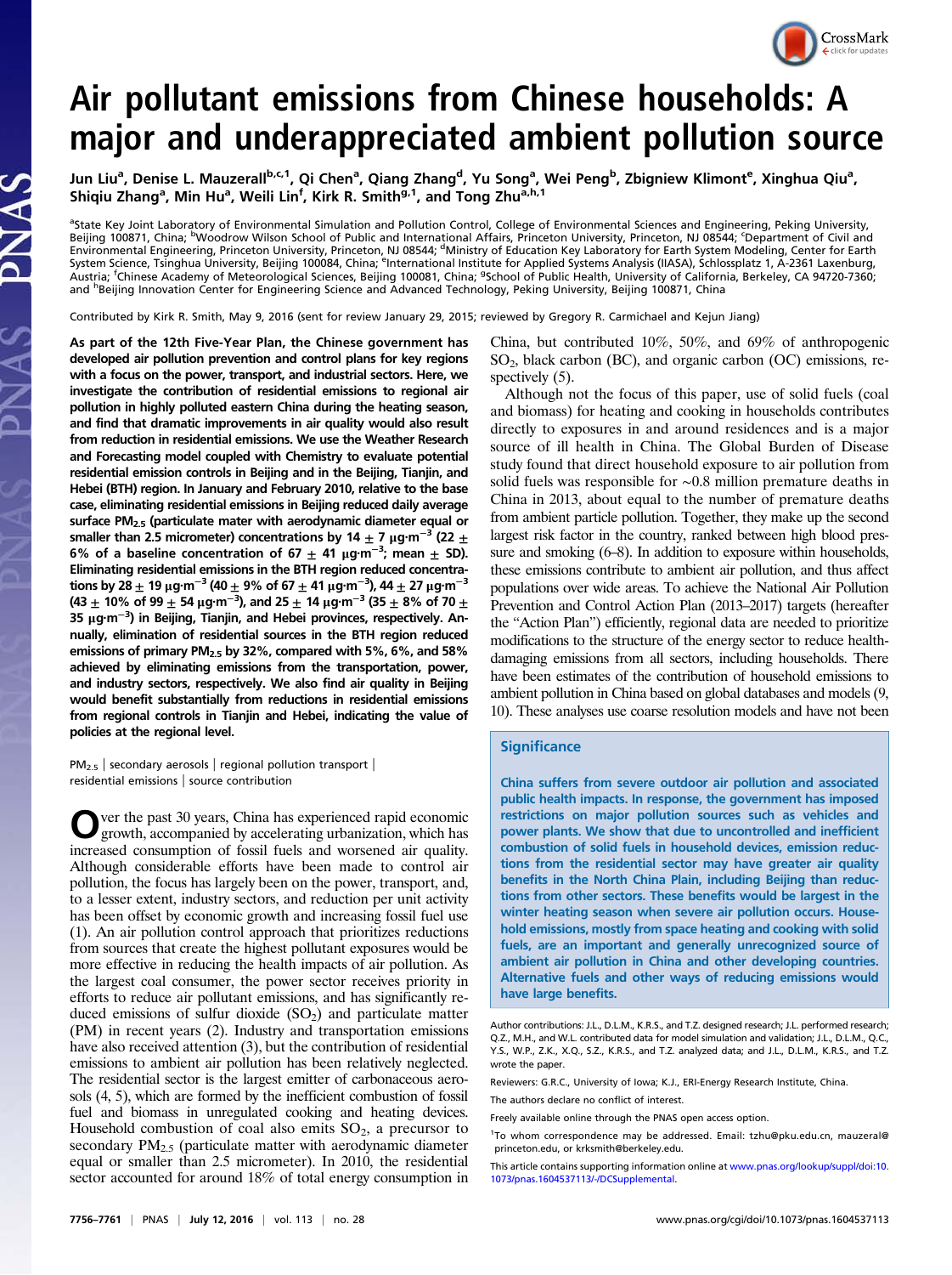# Air pollutant emissions from Chinese households: A major and underappreciated ambient pollution source

Jun Liu[a], Denise L. Mauzerall[b,c,1], Qi Chen[a], Qiang Zhang[d], Yu Song[a], Wei Peng[b], Zbigniew Klimont[e], Xinghua Qiu[a], Shiqiu Zhang[a], Min Hu[a], Weili Lin[f], Kirk R. Smith[g,1], and Tong Zhu[a,h,1]

[a]State Key Joint Laboratory of Environmental Simulation and Pollution Control, College of Environmental Sciences and Engineering, Peking University, Beijing 100871, China; [b]Woodrow Wilson School of Public and International Affairs, Princeton University, Princeton, NJ 08544; [c]Department of Civil and Environmental Engineering, Princeton University, Princeton, NJ 08544; [d]Ministry of Education Key Laboratory for Earth System Modeling, Center for Earth System Science, Tsinghua University, Beijing 100084, China; [e]International Institute for Applied Systems Analysis (IIASA), Schlossplatz 1, A-2361 Laxenburg, Austria; [f]Chinese Academy of Meteorological Sciences, Beijing 100081, China; [g]School of Public Health, University of California, Berkeley, CA 94720-7360; and [h]Beijing Innovation Center for Engineering Science and Advanced Technology, Peking University, Beijing 100871, China

Contributed by Kirk R. Smith, May 9, 2016 (sent for review January 29, 2015; reviewed by Gregory R. Carmichael and Kejun Jiang)

**As part of the 12th Five-Year Plan, the Chinese government has developed air pollution prevention and control plans for key regions with a focus on the power, transport, and industrial sectors. Here, we investigate the contribution of residential emissions to regional air pollution in highly polluted eastern China during the heating season, and find that dramatic improvements in air quality would also result from reduction in residential emissions. We use the Weather Research and Forecasting model coupled with Chemistry to evaluate potential residential emission controls in Beijing and in the Beijing, Tianjin, and Hebei (BTH) region. In January and February 2010, relative to the base case, eliminating residential emissions in Beijing reduced daily average surface $PM_{2.5}$ (particulate mater with aerodynamic diameter equal or smaller than 2.5 micrometer) concentrations by 14 ± 7 $\mu g \cdot m^{-3}$ (22 ± 6% of a baseline concentration of 67 ± 41 $\mu g \cdot m^{-3}$; mean ± SD). Eliminating residential emissions in the BTH region reduced concentrations by 28 ± 19 $\mu g \cdot m^{-3}$ (40 ± 9% of 67 ± 41 $\mu g \cdot m^{-3}$), 44 ± 27 $\mu g \cdot m^{-3}$ (43 ± 10% of 99 ± 54 $\mu g \cdot m^{-3}$), and 25 ± 14 $\mu g \cdot m^{-3}$ (35 ± 8% of 70 ± 35 $\mu g \cdot m^{-3}$) in Beijing, Tianjin, and Hebei provinces, respectively. Annually, elimination of residential sources in the BTH region reduced emissions of primary $PM_{2.5}$ by 32%, compared with 5%, 6%, and 58% achieved by eliminating emissions from the transportation, power, and industry sectors, respectively. We also find air quality in Beijing would benefit substantially from reductions in residential emissions from regional controls in Tianjin and Hebei, indicating the value of policies at the regional level.**

$PM_{2.5}$ | secondary aerosols | regional pollution transport | residential emissions | source contribution

Over the past 30 years, China has experienced rapid economic growth, accompanied by accelerating urbanization, which has increased consumption of fossil fuels and worsened air quality. Although considerable efforts have been made to control air pollution, the focus has largely been on the power, transport, and, to a lesser extent, industry sectors, and reduction per unit activity has been offset by economic growth and increasing fossil fuel use (1). An air pollution control approach that prioritizes reductions from sources that create the highest pollutant exposures would be more effective in reducing the health impacts of air pollution. As the largest coal consumer, the power sector receives priority in efforts to reduce air pollutant emissions, and has significantly reduced emissions of sulfur dioxide ($SO_2$) and particulate matter (PM) in recent years (2). Industry and transportation emissions have also received attention (3), but the contribution of residential emissions to ambient air pollution has been relatively neglected. The residential sector is the largest emitter of carbonaceous aerosols (4, 5), which are formed by the inefficient combustion of fossil fuel and biomass in unregulated cooking and heating devices. Household combustion of coal also emits $SO_2$, a precursor to secondary $PM_{2.5}$ (particulate matter with aerodynamic diameter equal or smaller than 2.5 micrometer). In 2010, the residential sector accounted for around 18% of total energy consumption in China, but contributed 10%, 50%, and 69% of anthropogenic $SO_2$, black carbon (BC), and organic carbon (OC) emissions, respectively (5).

Although not the focus of this paper, use of solid fuels (coal and biomass) for heating and cooking in households contributes directly to exposures in and around residences and is a major source of ill health in China. The Global Burden of Disease study found that direct household exposure to air pollution from solid fuels was responsible for ∼0.8 million premature deaths in China in 2013, about equal to the number of premature deaths from ambient particle pollution. Together, they make up the second largest risk factor in the country, ranked between high blood pressure and smoking (6–8). In addition to exposure within households, these emissions contribute to ambient air pollution, and thus affect populations over wide areas. To achieve the National Air Pollution Prevention and Control Action Plan (2013–2017) targets (hereafter the "Action Plan") efficiently, regional data are needed to prioritize modifications to the structure of the energy sector to reduce health-damaging emissions from all sectors, including households. There have been estimates of the contribution of household emissions to ambient pollution in China based on global databases and models (9, 10). These analyses use coarse resolution models and have not been

## Significance

**China suffers from severe outdoor air pollution and associated public health impacts. In response, the government has imposed restrictions on major pollution sources such as vehicles and power plants. We show that due to uncontrolled and inefficient combustion of solid fuels in household devices, emission reductions from the residential sector may have greater air quality benefits in the North China Plain, including Beijing than reductions from other sectors. These benefits would be largest in the winter heating season when severe air pollution occurs. Household emissions, mostly from space heating and cooking with solid fuels, are an important and generally unrecognized source of ambient air pollution in China and other developing countries. Alternative fuels and other ways of reducing emissions would have large benefits.**

Author contributions: J.L., D.L.M., K.R.S., and T.Z. designed research; J.L. performed research; Q.Z., M.H., and W.L. contributed data for model simulation and validation; J.L., D.L.M., Q.C., Y.S., W.P., Z.K., X.Q., S.Z., K.R.S., and T.Z. analyzed data; and J.L., D.L.M., K.R.S., and T.Z. wrote the paper.

Reviewers: G.R.C., University of Iowa; K.J., ERI-Energy Research Institute, China.

The authors declare no conflict of interest.

Freely available online through the PNAS open access option.

[1]To whom correspondence may be addressed. Email: tzhu@pku.edu.cn, mauzeral@princeton.edu, or krksmith@berkeley.edu.

This article contains supporting information online at www.pnas.org/lookup/suppl/doi:10.1073/pnas.1604537113/-/DCSupplemental.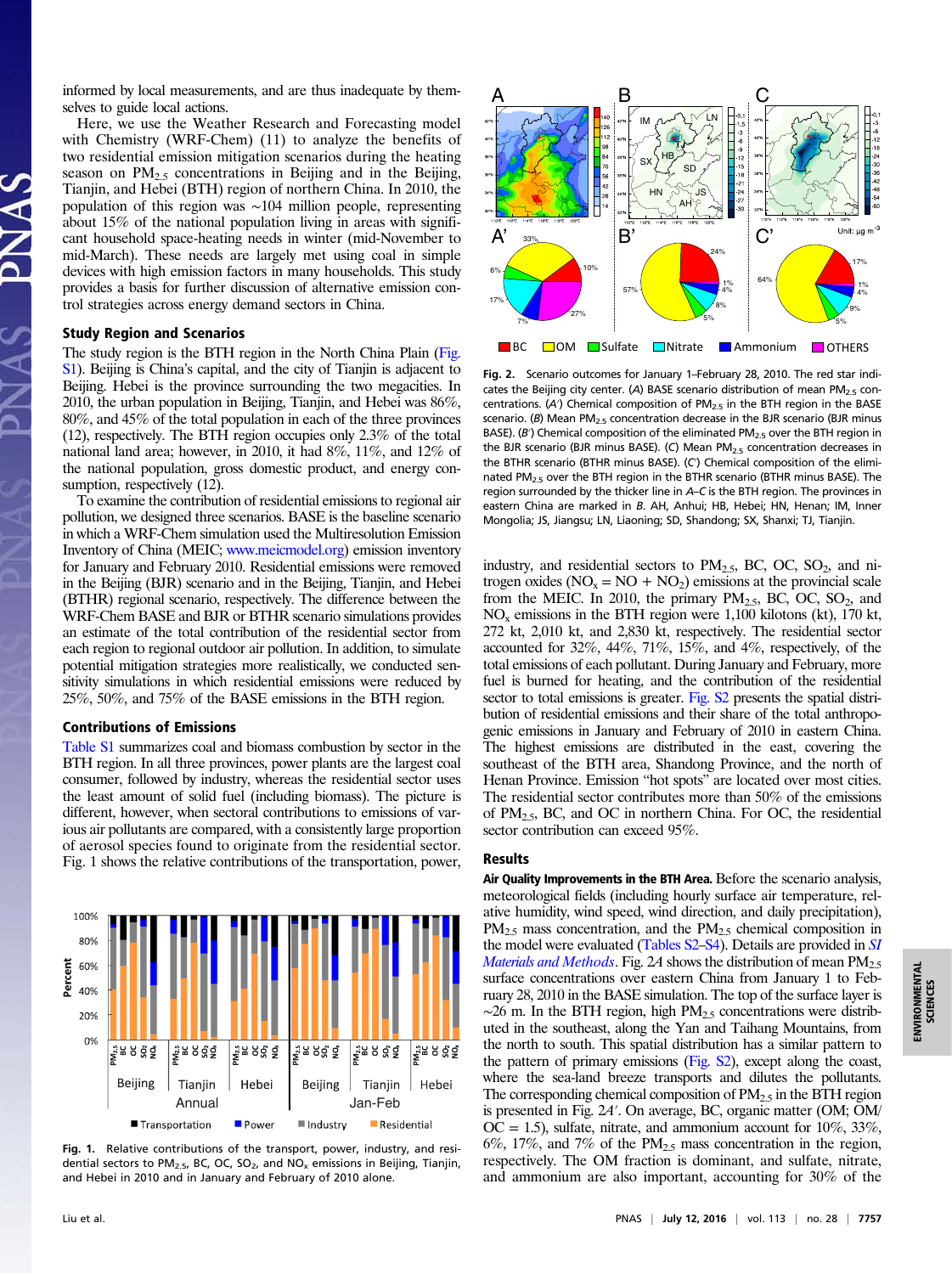informed by local measurements, and are thus inadequate by themselves to guide local actions.

Here, we use the Weather Research and Forecasting model with Chemistry (WRF-Chem) (11) to analyze the benefits of two residential emission mitigation scenarios during the heating season on $PM_{2.5}$ concentrations in Beijing and in the Beijing, Tianjin, and Hebei (BTH) region of northern China. In 2010, the population of this region was ~104 million people, representing about 15% of the national population living in areas with significant household space-heating needs in winter (mid-November to mid-March). These needs are largely met using coal in simple devices with high emission factors in many households. This study provides a basis for further discussion of alternative emission control strategies across energy demand sectors in China.

### Study Region and Scenarios

The study region is the BTH region in the North China Plain (Fig. S1). Beijing is China's capital, and the city of Tianjin is adjacent to Beijing. Hebei is the province surrounding the two megacities. In 2010, the urban population in Beijing, Tianjin, and Hebei was 86%, 80%, and 45% of the total population in each of the three provinces (12), respectively. The BTH region occupies only 2.3% of the total national land area; however, in 2010, it had 8%, 11%, and 12% of the national population, gross domestic product, and energy consumption, respectively (12).

To examine the contribution of residential emissions to regional air pollution, we designed three scenarios. BASE is the baseline scenario in which a WRF-Chem simulation used the Multiresolution Emission Inventory of China (MEIC; www.meicmodel.org) emission inventory for January and February 2010. Residential emissions were removed in the Beijing (BJR) scenario and in the Beijing, Tianjin, and Hebei (BTHR) regional scenario, respectively. The difference between the WRF-Chem BASE and BJR or BTHR scenario simulations provides an estimate of the total contribution of the residential sector from each region to regional outdoor air pollution. In addition, to simulate potential mitigation strategies more realistically, we conducted sensitivity simulations in which residential emissions were reduced by 25%, 50%, and 75% of the BASE emissions in the BTH region.

### Contributions of Emissions

Table S1 summarizes coal and biomass combustion by sector in the BTH region. In all three provinces, power plants are the largest coal consumer, followed by industry, whereas the residential sector uses the least amount of solid fuel (including biomass). The picture is different, however, when sectoral contributions to emissions of various air pollutants are compared, with a consistently large proportion of aerosol species found to originate from the residential sector. Fig. 1 shows the relative contributions of the transportation, power, industry, and residential sectors to $PM_{2.5}$, BC, OC, $SO_2$, and nitrogen oxides ($NO_x = NO + NO_2$) emissions at the provincial scale from the MEIC. In 2010, the primary $PM_{2.5}$, BC, OC, $SO_2$, and $NO_x$ emissions in the BTH region were 1,100 kilotons (kt), 170 kt, 272 kt, 2,010 kt, and 2,830 kt, respectively. The residential sector accounted for 32%, 44%, 71%, 15%, and 4%, respectively, of the total emissions of each pollutant. During January and February, more fuel is burned for heating, and the contribution of the residential sector to total emissions is greater. Fig. S2 presents the spatial distribution of residential emissions and their share of the total anthropogenic emissions in January and February of 2010 in eastern China. The highest emissions are distributed in the east, covering the southeast of the BTH area, Shandong Province, and the north of Henan Province. Emission "hot spots" are located over most cities. The residential sector contributes more than 50% of the emissions of $PM_{2.5}$, BC, and OC in northern China. For OC, the residential sector contribution can exceed 95%.

**Fig. 1.** Relative contributions of the transport, power, industry, and residential sectors to $PM_{2.5}$, BC, OC, $SO_2$, and $NO_x$ emissions in Beijing, Tianjin, and Hebei in 2010 and in January and February of 2010 alone.

**Fig. 2.** Scenario outcomes for January 1–February 28, 2010. The red star indicates the Beijing city center. (*A*) BASE scenario distribution of mean $PM_{2.5}$ concentrations. (*A′*) Chemical composition of $PM_{2.5}$ in the BTH region in the BASE scenario. (*B*) Mean $PM_{2.5}$ concentration decrease in the BJR scenario (BJR minus BASE). (*B′*) Chemical composition of the eliminated $PM_{2.5}$ over the BTH region in the BJR scenario (BJR minus BASE). (*C*) Mean $PM_{2.5}$ concentration decreases in the BTHR scenario (BTHR minus BASE). (*C′*) Chemical composition of the eliminated $PM_{2.5}$ over the BTH region in the BTHR scenario (BTHR minus BASE). The region surrounded by the thicker line in *A*–*C* is the BTH region. The provinces in eastern China are marked in *B*. AH, Anhui; HB, Hebei; HN, Henan; IM, Inner Mongolia; JS, Jiangsu; LN, Liaoning; SD, Shandong; SX, Shanxi; TJ, Tianjin.

### Results

**Air Quality Improvements in the BTH Area.** Before the scenario analysis, meteorological fields (including hourly surface air temperature, relative humidity, wind speed, wind direction, and daily precipitation), $PM_{2.5}$ mass concentration, and the $PM_{2.5}$ chemical composition in the model were evaluated (Tables S2–S4). Details are provided in *SI Materials and Methods*. Fig. 2*A* shows the distribution of mean $PM_{2.5}$ surface concentrations over eastern China from January 1 to February 28, 2010 in the BASE simulation. The top of the surface layer is ~26 m. In the BTH region, high $PM_{2.5}$ concentrations were distributed in the southeast, along the Yan and Taihang Mountains, from the north to south. This spatial distribution has a similar pattern to the pattern of primary emissions (Fig. S2), except along the coast, where the sea-land breeze transports and dilutes the pollutants. The corresponding chemical composition of $PM_{2.5}$ in the BTH region is presented in Fig. 2*A′*. On average, BC, organic matter (OM; OM/OC = 1.5), sulfate, nitrate, and ammonium account for 10%, 33%, 6%, 17%, and 7% of the $PM_{2.5}$ mass concentration in the region, respectively. The OM fraction is dominant, and sulfate, nitrate, and ammonium are also important, accounting for 30% of the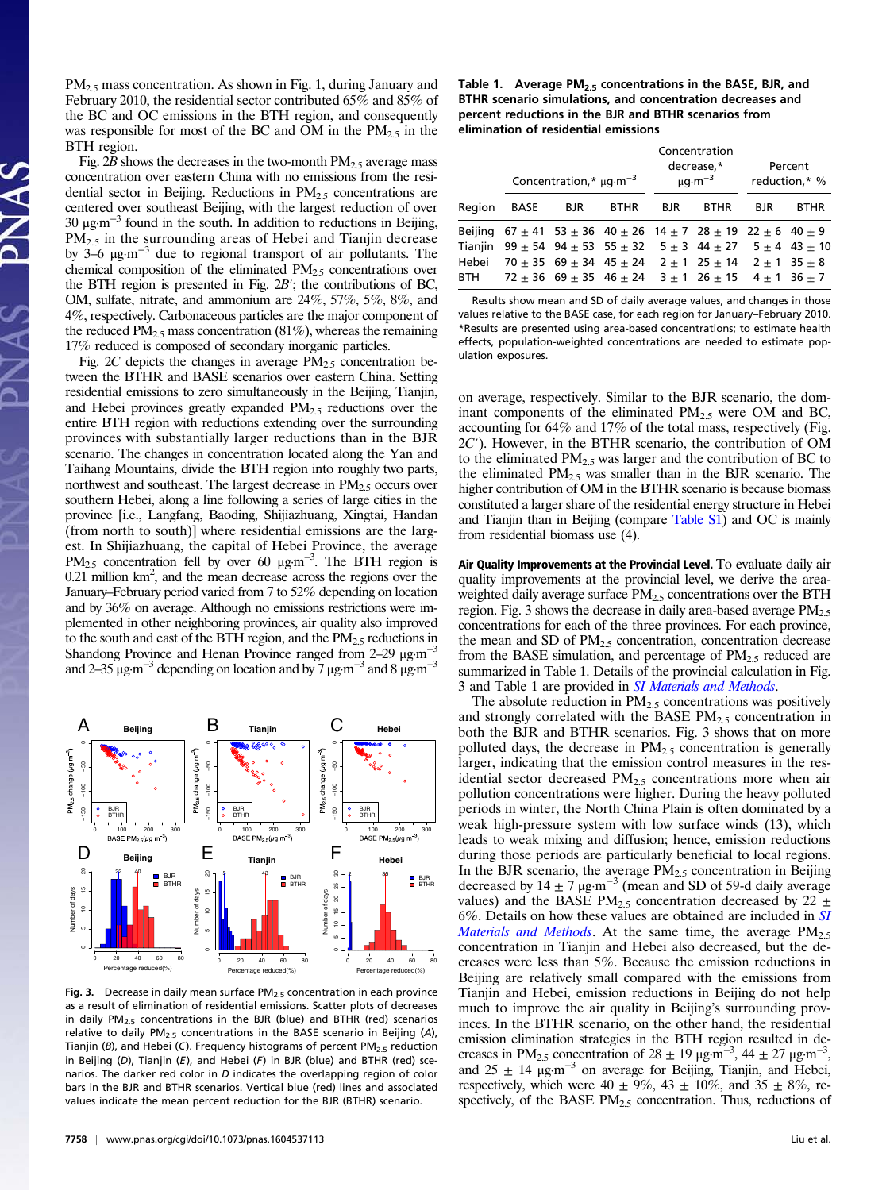$PM_{2.5}$ mass concentration. As shown in Fig. 1, during January and February 2010, the residential sector contributed 65% and 85% of the BC and OC emissions in the BTH region, and consequently was responsible for most of the BC and OM in the $PM_{2.5}$ in the BTH region.

Fig. 2*B* shows the decreases in the two-month $PM_{2.5}$ average mass concentration over eastern China with no emissions from the residential sector in Beijing. Reductions in $PM_{2.5}$ concentrations are centered over southeast Beijing, with the largest reduction of over 30 $\mu g \cdot m^{-3}$ found in the south. In addition to reductions in Beijing, $PM_{2.5}$ in the surrounding areas of Hebei and Tianjin decrease by 3–6 $\mu g \cdot m^{-3}$ due to regional transport of air pollutants. The chemical composition of the eliminated $PM_{2.5}$ concentrations over the BTH region is presented in Fig. 2*B′*; the contributions of BC, OM, sulfate, nitrate, and ammonium are 24%, 57%, 5%, 8%, and 4%, respectively. Carbonaceous particles are the major component of the reduced $PM_{2.5}$ mass concentration (81%), whereas the remaining 17% reduced is composed of secondary inorganic particles.

Fig. 2*C* depicts the changes in average $PM_{2.5}$ concentration between the BTHR and BASE scenarios over eastern China. Setting residential emissions to zero simultaneously in the Beijing, Tianjin, and Hebei provinces greatly expanded $PM_{2.5}$ reductions over the entire BTH region with reductions extending over the surrounding provinces with substantially larger reductions than in the BJR scenario. The changes in concentration located along the Yan and Taihang Mountains, divide the BTH region into roughly two parts, northwest and southeast. The largest decrease in $PM_{2.5}$ occurs over southern Hebei, along a line following a series of large cities in the province [i.e., Langfang, Baoding, Shijiazhuang, Xingtai, Handan (from north to south)] where residential emissions are the largest. In Shijiazhuang, the capital of Hebei Province, the average $PM_{2.5}$ concentration fell by over 60 $\mu g \cdot m^{-3}$. The BTH region is 0.21 million $km^2$, and the mean decrease across the regions over the January–February period varied from 7 to 52% depending on location and by 36% on average. Although no emissions restrictions were implemented in other neighboring provinces, air quality also improved to the south and east of the BTH region, and the $PM_{2.5}$ reductions in Shandong Province and Henan Province ranged from 2–29 $\mu g \cdot m^{-3}$ and 2–35 $\mu g \cdot m^{-3}$ depending on location and by 7 $\mu g \cdot m^{-3}$ and 8 $\mu g \cdot m^{-3}$ on average, respectively. Similar to the BJR scenario, the dominant components of the eliminated $PM_{2.5}$ were OM and BC, accounting for 64% and 17% of the total mass, respectively (Fig. 2*C′*). However, in the BTHR scenario, the contribution of OM to the eliminated $PM_{2.5}$ was larger and the contribution of BC to the eliminated $PM_{2.5}$ was smaller than in the BJR scenario. The higher contribution of OM in the BTHR scenario is because biomass constituted a larger share of the residential energy structure in Hebei and Tianjin than in Beijing (compare Table S1) and OC is mainly from residential biomass use (4).

Fig. 3. Decrease in daily mean surface $PM_{2.5}$ concentration in each province as a result of elimination of residential emissions. Scatter plots of decreases in daily $PM_{2.5}$ concentrations in the BJR (blue) and BTHR (red) scenarios relative to daily $PM_{2.5}$ concentrations in the BASE scenario in Beijing (*A*), Tianjin (*B*), and Hebei (*C*). Frequency histograms of percent $PM_{2.5}$ reduction in Beijing (*D*), Tianjin (*E*), and Hebei (*F*) in BJR (blue) and BTHR (red) scenarios. The darker red color in *D* indicates the overlapping region of color bars in the BJR and BTHR scenarios. Vertical blue (red) lines and associated values indicate the mean percent reduction for the BJR (BTHR) scenario.

**Table 1. Average $PM_{2.5}$ concentrations in the BASE, BJR, and BTHR scenario simulations, and concentration decreases and percent reductions in the BJR and BTHR scenarios from elimination of residential emissions**

| Region | Concentration,* $\mu g \cdot m^{-3}$ | | | Concentration decrease,* $\mu g \cdot m^{-3}$ | | Percent reduction,* % | |
|---|---|---|---|---|---|---|---|
| | BASE | BJR | BTHR | BJR | BTHR | BJR | BTHR |
| Beijing | 67 ± 41 | 53 ± 36 | 40 ± 26 | 14 ± 7 | 28 ± 19 | 22 ± 6 | 40 ± 9 |
| Tianjin | 99 ± 54 | 94 ± 53 | 55 ± 32 | 5 ± 3 | 44 ± 27 | 5 ± 4 | 43 ± 10 |
| Hebei | 70 ± 35 | 69 ± 34 | 45 ± 24 | 2 ± 1 | 25 ± 14 | 2 ± 1 | 35 ± 8 |
| BTH | 72 ± 36 | 69 ± 35 | 46 ± 24 | 3 ± 1 | 26 ± 15 | 4 ± 1 | 36 ± 7 |

Results show mean and SD of daily average values, and changes in those values relative to the BASE case, for each region for January–February 2010.
*Results are presented using area-based concentrations; to estimate health effects, population-weighted concentrations are needed to estimate population exposures.

**Air Quality Improvements at the Provincial Level.** To evaluate daily air quality improvements at the provincial level, we derive the area-weighted daily average surface $PM_{2.5}$ concentrations over the BTH region. Fig. 3 shows the decrease in daily area-based average $PM_{2.5}$ concentrations for each of the three provinces. For each province, the mean and SD of $PM_{2.5}$ concentration, concentration decrease from the BASE simulation, and percentage of $PM_{2.5}$ reduced are summarized in Table 1. Details of the provincial calculation in Fig. 3 and Table 1 are provided in *SI Materials and Methods*.

The absolute reduction in $PM_{2.5}$ concentrations was positively and strongly correlated with the BASE $PM_{2.5}$ concentration in both the BJR and BTHR scenarios. Fig. 3 shows that on more polluted days, the decrease in $PM_{2.5}$ is generally larger, indicating that the emission control measures in the residential sector decreased $PM_{2.5}$ concentrations more when air pollution concentrations were higher. During the heavy polluted periods in winter, the North China Plain is often dominated by a weak high-pressure system with low surface winds (13), which leads to weak mixing and diffusion; hence, emission reductions during those periods are particularly beneficial to local regions. In the BJR scenario, the average $PM_{2.5}$ concentration in Beijing decreased by 14 ± 7 $\mu g \cdot m^{-3}$ (mean and SD of 59-d daily average values) and the BASE $PM_{2.5}$ concentration decreased by 22 ± 6%. Details on how these values are obtained are included in *SI Materials and Methods*. At the same time, the average $PM_{2.5}$ concentration in Tianjin and Hebei also decreased, but the decreases were less than 5%. Because the emission reductions in Beijing are relatively small compared with the emissions from Tianjin and Hebei, emission reductions in Beijing do not help much to improve the air quality in Beijing's surrounding provinces. In the BTHR scenario, on the other hand, the residential emission elimination strategies in the BTH region resulted in decreases in $PM_{2.5}$ concentration of 28 ± 19 $\mu g \cdot m^{-3}$, 44 ± 27 $\mu g \cdot m^{-3}$, and 25 ± 14 $\mu g \cdot m^{-3}$ on average for Beijing, Tianjin, and Hebei, respectively, which were 40 ± 9%, 43 ± 10%, and 35 ± 8%, respectively, of the BASE $PM_{2.5}$ concentration. Thus, reductions of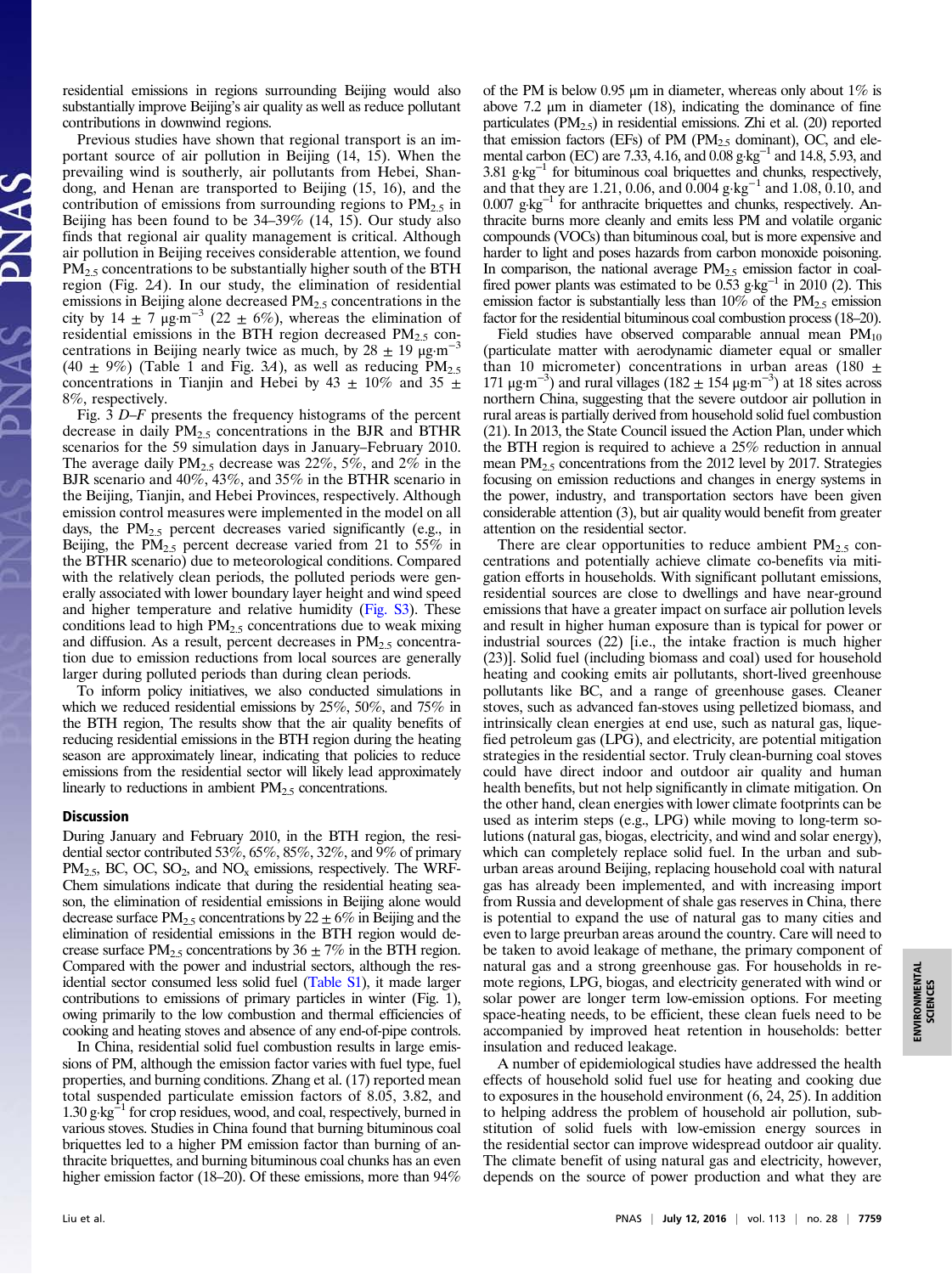residential emissions in regions surrounding Beijing would also substantially improve Beijing's air quality as well as reduce pollutant contributions in downwind regions.

Previous studies have shown that regional transport is an important source of air pollution in Beijing (14, 15). When the prevailing wind is southerly, air pollutants from Hebei, Shandong, and Henan are transported to Beijing (15, 16), and the contribution of emissions from surrounding regions to $PM_{2.5}$ in Beijing has been found to be 34–39% (14, 15). Our study also finds that regional air quality management is critical. Although air pollution in Beijing receives considerable attention, we found $PM_{2.5}$ concentrations to be substantially higher south of the BTH region (Fig. 2A). In our study, the elimination of residential emissions in Beijing alone decreased $PM_{2.5}$ concentrations in the city by $14 \pm 7$ $\mu g \cdot m^{-3}$ ($22 \pm 6\%$), whereas the elimination of residential emissions in the BTH region decreased $PM_{2.5}$ concentrations in Beijing nearly twice as much, by $28 \pm 19$ $\mu g \cdot m^{-3}$ ($40 \pm 9\%$) (Table 1 and Fig. 3A), as well as reducing $PM_{2.5}$ concentrations in Tianjin and Hebei by $43 \pm 10\%$ and $35 \pm 8\%$, respectively.

Fig. 3 D–F presents the frequency histograms of the percent decrease in daily $PM_{2.5}$ concentrations in the BJR and BTHR scenarios for the 59 simulation days in January–February 2010. The average daily $PM_{2.5}$ decrease was 22%, 5%, and 2% in the BJR scenario and 40%, 43%, and 35% in the BTHR scenario in the Beijing, Tianjin, and Hebei Provinces, respectively. Although emission control measures were implemented in the model on all days, the $PM_{2.5}$ percent decreases varied significantly (e.g., in Beijing, the $PM_{2.5}$ percent decrease varied from 21 to 55% in the BTHR scenario) due to meteorological conditions. Compared with the relatively clean periods, the polluted periods were generally associated with lower boundary layer height and wind speed and higher temperature and relative humidity (Fig. S3). These conditions lead to high $PM_{2.5}$ concentrations due to weak mixing and diffusion. As a result, percent decreases in $PM_{2.5}$ concentration due to emission reductions from local sources are generally larger during polluted periods than during clean periods.

To inform policy initiatives, we also conducted simulations in which we reduced residential emissions by 25%, 50%, and 75% in the BTH region, The results show that the air quality benefits of reducing residential emissions in the BTH region during the heating season are approximately linear, indicating that policies to reduce emissions from the residential sector will likely lead approximately linearly to reductions in ambient $PM_{2.5}$ concentrations.

## Discussion

During January and February 2010, in the BTH region, the residential sector contributed 53%, 65%, 85%, 32%, and 9% of primary $PM_{2.5}$, BC, OC, $SO_2$, and $NO_x$ emissions, respectively. The WRF-Chem simulations indicate that during the residential heating season, the elimination of residential emissions in Beijing alone would decrease surface $PM_{2.5}$ concentrations by $22 \pm 6\%$ in Beijing and the elimination of residential emissions in the BTH region would decrease surface $PM_{2.5}$ concentrations by $36 \pm 7\%$ in the BTH region. Compared with the power and industrial sectors, although the residential sector consumed less solid fuel (Table S1), it made larger contributions to emissions of primary particles in winter (Fig. 1), owing primarily to the low combustion and thermal efficiencies of cooking and heating stoves and absence of any end-of-pipe controls.

In China, residential solid fuel combustion results in large emissions of PM, although the emission factor varies with fuel type, fuel properties, and burning conditions. Zhang et al. (17) reported mean total suspended particulate emission factors of 8.05, 3.82, and 1.30 $g \cdot kg^{-1}$ for crop residues, wood, and coal, respectively, burned in various stoves. Studies in China found that burning bituminous coal briquettes led to a higher PM emission factor than burning of anthracite briquettes, and burning bituminous coal chunks has an even higher emission factor (18–20). Of these emissions, more than 94% of the PM is below 0.95 μm in diameter, whereas only about 1% is above 7.2 μm in diameter (18), indicating the dominance of fine particulates ($PM_{2.5}$) in residential emissions. Zhi et al. (20) reported that emission factors (EFs) of PM ($PM_{2.5}$ dominant), OC, and elemental carbon (EC) are 7.33, 4.16, and 0.08 $g \cdot kg^{-1}$ and 14.8, 5.93, and 3.81 $g \cdot kg^{-1}$ for bituminous coal briquettes and chunks, respectively, and that they are 1.21, 0.06, and 0.004 $g \cdot kg^{-1}$ and 1.08, 0.10, and 0.007 $g \cdot kg^{-1}$ for anthracite briquettes and chunks, respectively. Anthracite burns more cleanly and emits less PM and volatile organic compounds (VOCs) than bituminous coal, but is more expensive and harder to light and poses hazards from carbon monoxide poisoning. In comparison, the national average $PM_{2.5}$ emission factor in coal-fired power plants was estimated to be 0.53 $g \cdot kg^{-1}$ in 2010 (2). This emission factor is substantially less than 10% of the $PM_{2.5}$ emission factor for the residential bituminous coal combustion process (18–20).

Field studies have observed comparable annual mean $PM_{10}$ (particulate matter with aerodynamic diameter equal or smaller than 10 micrometer) concentrations in urban areas ($180 \pm 171$ $\mu g \cdot m^{-3}$) and rural villages ($182 \pm 154$ $\mu g \cdot m^{-3}$) at 18 sites across northern China, suggesting that the severe outdoor air pollution in rural areas is partially derived from household solid fuel combustion (21). In 2013, the State Council issued the Action Plan, under which the BTH region is required to achieve a 25% reduction in annual mean $PM_{2.5}$ concentrations from the 2012 level by 2017. Strategies focusing on emission reductions and changes in energy systems in the power, industry, and transportation sectors have been given considerable attention (3), but air quality would benefit from greater attention on the residential sector.

There are clear opportunities to reduce ambient $PM_{2.5}$ concentrations and potentially achieve climate co-benefits via mitigation efforts in households. With significant pollutant emissions, residential sources are close to dwellings and have near-ground emissions that have a greater impact on surface air pollution levels and result in higher human exposure than is typical for power or industrial sources (22) [i.e., the intake fraction is much higher (23)]. Solid fuel (including biomass and coal) used for household heating and cooking emits air pollutants, short-lived greenhouse pollutants like BC, and a range of greenhouse gases. Cleaner stoves, such as advanced fan-stoves using pelletized biomass, and intrinsically clean energies at end use, such as natural gas, liquefied petroleum gas (LPG), and electricity, are potential mitigation strategies in the residential sector. Truly clean-burning coal stoves could have direct indoor and outdoor air quality and human health benefits, but not help significantly in climate mitigation. On the other hand, clean energies with lower climate footprints can be used as interim steps (e.g., LPG) while moving to long-term solutions (natural gas, biogas, electricity, and wind and solar energy), which can completely replace solid fuel. In the urban and suburban areas around Beijing, replacing household coal with natural gas has already been implemented, and with increasing import from Russia and development of shale gas reserves in China, there is potential to expand the use of natural gas to many cities and even to large preurban areas around the country. Care will need to be taken to avoid leakage of methane, the primary component of natural gas and a strong greenhouse gas. For households in remote regions, LPG, biogas, and electricity generated with wind or solar power are longer term low-emission options. For meeting space-heating needs, to be efficient, these clean fuels need to be accompanied by improved heat retention in households: better insulation and reduced leakage.

A number of epidemiological studies have addressed the health effects of household solid fuel use for heating and cooking due to exposures in the household environment (6, 24, 25). In addition to helping address the problem of household air pollution, substitution of solid fuels with low-emission energy sources in the residential sector can improve widespread outdoor air quality. The climate benefit of using natural gas and electricity, however, depends on the source of power production and what they are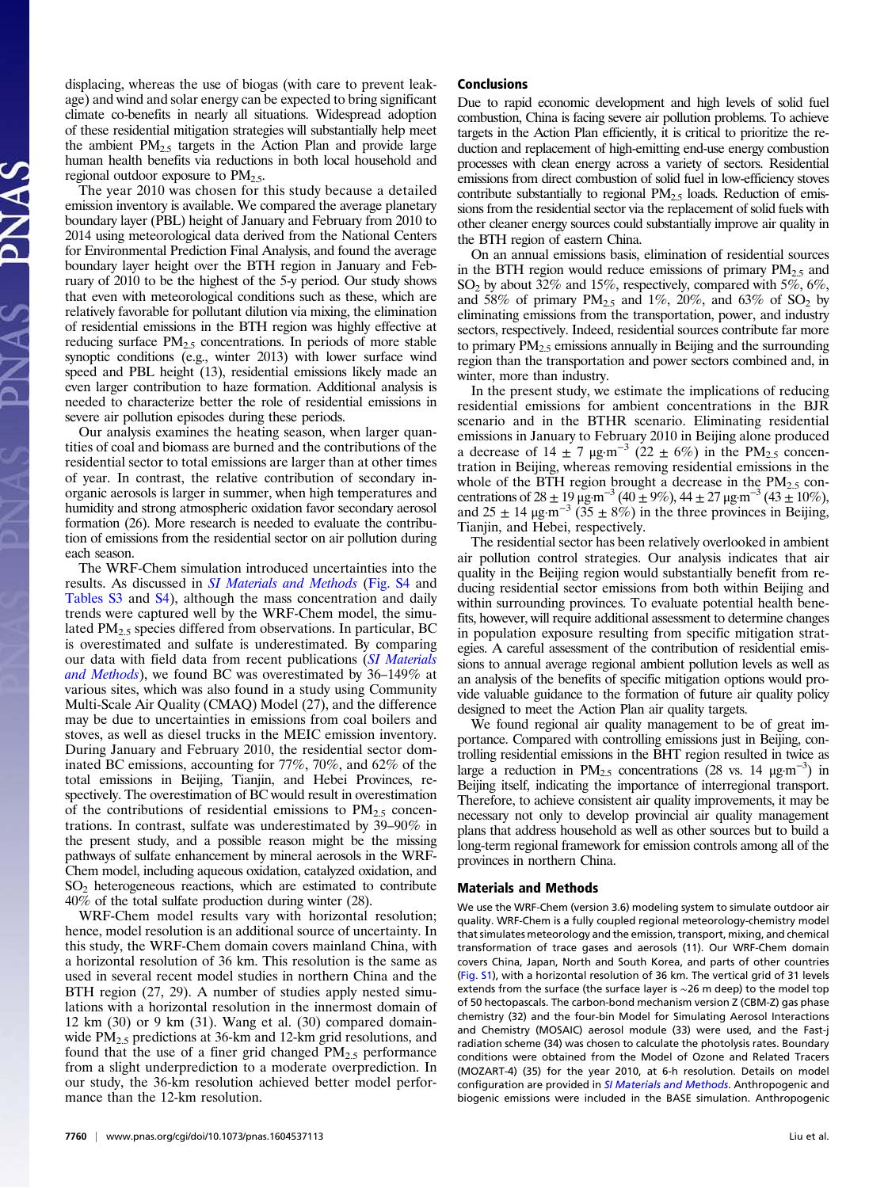displacing, whereas the use of biogas (with care to prevent leakage) and wind and solar energy can be expected to bring significant climate co-benefits in nearly all situations. Widespread adoption of these residential mitigation strategies will substantially help meet the ambient $PM_{2.5}$ targets in the Action Plan and provide large human health benefits via reductions in both local household and regional outdoor exposure to $PM_{2.5}$.

The year 2010 was chosen for this study because a detailed emission inventory is available. We compared the average planetary boundary layer (PBL) height of January and February from 2010 to 2014 using meteorological data derived from the National Centers for Environmental Prediction Final Analysis, and found the average boundary layer height over the BTH region in January and February of 2010 to be the highest of the 5-y period. Our study shows that even with meteorological conditions such as these, which are relatively favorable for pollutant dilution via mixing, the elimination of residential emissions in the BTH region was highly effective at reducing surface $PM_{2.5}$ concentrations. In periods of more stable synoptic conditions (e.g., winter 2013) with lower surface wind speed and PBL height (13), residential emissions likely made an even larger contribution to haze formation. Additional analysis is needed to characterize better the role of residential emissions in severe air pollution episodes during these periods.

Our analysis examines the heating season, when larger quantities of coal and biomass are burned and the contributions of the residential sector to total emissions are larger than at other times of year. In contrast, the relative contribution of secondary inorganic aerosols is larger in summer, when high temperatures and humidity and strong atmospheric oxidation favor secondary aerosol formation (26). More research is needed to evaluate the contribution of emissions from the residential sector on air pollution during each season.

The WRF-Chem simulation introduced uncertainties into the results. As discussed in *SI Materials and Methods* (Fig. S4 and Tables S3 and S4), although the mass concentration and daily trends were captured well by the WRF-Chem model, the simulated $PM_{2.5}$ species differed from observations. In particular, BC is overestimated and sulfate is underestimated. By comparing our data with field data from recent publications (*SI Materials and Methods*), we found BC was overestimated by 36–149% at various sites, which was also found in a study using Community Multi-Scale Air Quality (CMAQ) Model (27), and the difference may be due to uncertainties in emissions from coal boilers and stoves, as well as diesel trucks in the MEIC emission inventory. During January and February 2010, the residential sector dominated BC emissions, accounting for 77%, 70%, and 62% of the total emissions in Beijing, Tianjin, and Hebei Provinces, respectively. The overestimation of BC would result in overestimation of the contributions of residential emissions to $PM_{2.5}$ concentrations. In contrast, sulfate was underestimated by 39–90% in the present study, and a possible reason might be the missing pathways of sulfate enhancement by mineral aerosols in the WRF-Chem model, including aqueous oxidation, catalyzed oxidation, and $SO_2$ heterogeneous reactions, which are estimated to contribute 40% of the total sulfate production during winter (28).

WRF-Chem model results vary with horizontal resolution; hence, model resolution is an additional source of uncertainty. In this study, the WRF-Chem domain covers mainland China, with a horizontal resolution of 36 km. This resolution is the same as used in several recent model studies in northern China and the BTH region (27, 29). A number of studies apply nested simulations with a horizontal resolution in the innermost domain of 12 km (30) or 9 km (31). Wang et al. (30) compared domain-wide $PM_{2.5}$ predictions at 36-km and 12-km grid resolutions, and found that the use of a finer grid changed $PM_{2.5}$ performance from a slight underprediction to a moderate overprediction. In our study, the 36-km resolution achieved better model performance than the 12-km resolution.

## Conclusions

Due to rapid economic development and high levels of solid fuel combustion, China is facing severe air pollution problems. To achieve targets in the Action Plan efficiently, it is critical to prioritize the reduction and replacement of high-emitting end-use energy combustion processes with clean energy across a variety of sectors. Residential emissions from direct combustion of solid fuel in low-efficiency stoves contribute substantially to regional $PM_{2.5}$ loads. Reduction of emissions from the residential sector via the replacement of solid fuels with other cleaner energy sources could substantially improve air quality in the BTH region of eastern China.

On an annual emissions basis, elimination of residential sources in the BTH region would reduce emissions of primary $PM_{2.5}$ and $SO_2$ by about 32% and 15%, respectively, compared with 5%, 6%, and 58% of primary $PM_{2.5}$ and 1%, 20%, and 63% of $SO_2$ by eliminating emissions from the transportation, power, and industry sectors, respectively. Indeed, residential sources contribute far more to primary $PM_{2.5}$ emissions annually in Beijing and the surrounding region than the transportation and power sectors combined and, in winter, more than industry.

In the present study, we estimate the implications of reducing residential emissions for ambient concentrations in the BJR scenario and in the BTHR scenario. Eliminating residential emissions in January to February 2010 in Beijing alone produced a decrease of $14 \pm 7$ $\mu g{\cdot}m^{-3}$ ($22 \pm 6\%$) in the $PM_{2.5}$ concentration in Beijing, whereas removing residential emissions in the whole of the BTH region brought a decrease in the $PM_{2.5}$ concentrations of $28 \pm 19$ $\mu g{\cdot}m^{-3}$ ($40 \pm 9\%$), $44 \pm 27$ $\mu g{\cdot}m^{-3}$ ($43 \pm 10\%$), and $25 \pm 14$ $\mu g{\cdot}m^{-3}$ ($35 \pm 8\%$) in the three provinces in Beijing, Tianjin, and Hebei, respectively.

The residential sector has been relatively overlooked in ambient air pollution control strategies. Our analysis indicates that air quality in the Beijing region would substantially benefit from reducing residential sector emissions from both within Beijing and within surrounding provinces. To evaluate potential health benefits, however, will require additional assessment to determine changes in population exposure resulting from specific mitigation strategies. A careful assessment of the contribution of residential emissions to annual average regional ambient pollution levels as well as an analysis of the benefits of specific mitigation options would provide valuable guidance to the formation of future air quality policy designed to meet the Action Plan air quality targets.

We found regional air quality management to be of great importance. Compared with controlling emissions just in Beijing, controlling residential emissions in the BHT region resulted in twice as large a reduction in $PM_{2.5}$ concentrations (28 vs. 14 $\mu g{\cdot}m^{-3}$) in Beijing itself, indicating the importance of interregional transport. Therefore, to achieve consistent air quality improvements, it may be necessary not only to develop provincial air quality management plans that address household as well as other sources but to build a long-term regional framework for emission controls among all of the provinces in northern China.

## Materials and Methods

We use the WRF-Chem (version 3.6) modeling system to simulate outdoor air quality. WRF-Chem is a fully coupled regional meteorology-chemistry model that simulates meteorology and the emission, transport, mixing, and chemical transformation of trace gases and aerosols (11). Our WRF-Chem domain covers China, Japan, North and South Korea, and parts of other countries (Fig. S1), with a horizontal resolution of 36 km. The vertical grid of 31 levels extends from the surface (the surface layer is ~26 m deep) to the model top of 50 hectopascals. The carbon-bond mechanism version Z (CBM-Z) gas phase chemistry (32) and the four-bin Model for Simulating Aerosol Interactions and Chemistry (MOSAIC) aerosol module (33) were used, and the Fast-j radiation scheme (34) was chosen to calculate the photolysis rates. Boundary conditions were obtained from the Model of Ozone and Related Tracers (MOZART-4) (35) for the year 2010, at 6-h resolution. Details on model configuration are provided in *SI Materials and Methods*. Anthropogenic and biogenic emissions were included in the BASE simulation. Anthropogenic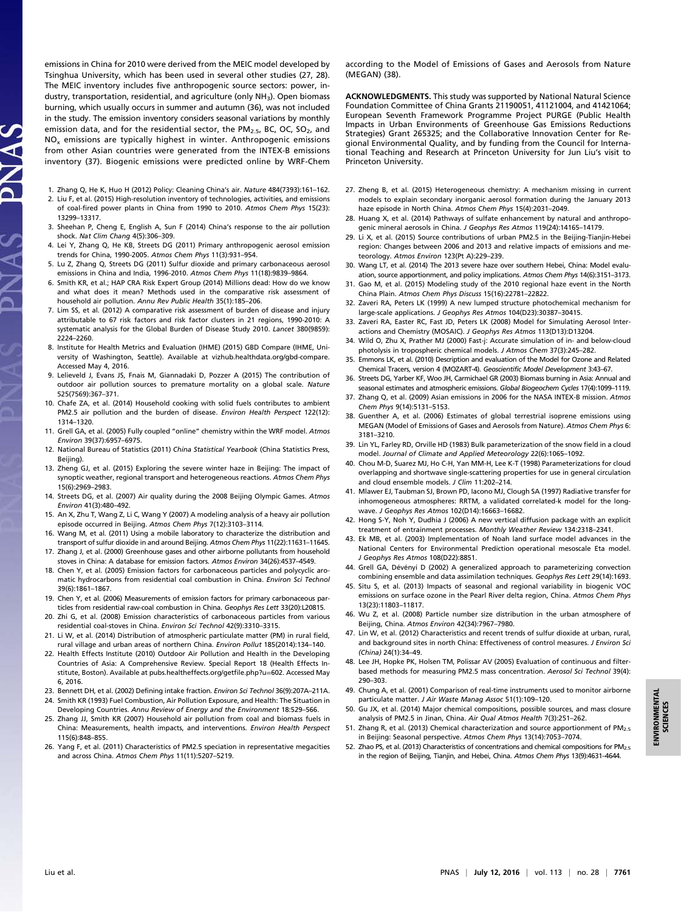emissions in China for 2010 were derived from the MEIC model developed by Tsinghua University, which has been used in several other studies (27, 28). The MEIC inventory includes five anthropogenic source sectors: power, industry, transportation, residential, and agriculture (only $NH_3$). Open biomass burning, which usually occurs in summer and autumn (36), was not included in the study. The emission inventory considers seasonal variations by monthly emission data, and for the residential sector, the $PM_{2.5}$, BC, OC, $SO_2$, and $NO_x$ emissions are typically highest in winter. Anthropogenic emissions from other Asian countries were generated from the INTEX-B emissions inventory (37). Biogenic emissions were predicted online by WRF-Chem according to the Model of Emissions of Gases and Aerosols from Nature (MEGAN) (38).

**ACKNOWLEDGMENTS.** This study was supported by National Natural Science Foundation Committee of China Grants 21190051, 41121004, and 41421064; European Seventh Framework Programme Project PURGE (Public Health Impacts in Urban Environments of Greenhouse Gas Emissions Reductions Strategies) Grant 265325; and the Collaborative Innovation Center for Regional Environmental Quality, and by funding from the Council for International Teaching and Research at Princeton University for Jun Liu's visit to Princeton University.

1. Zhang Q, He K, Huo H (2012) Policy: Cleaning China's air. *Nature* 484(7393):161–162.
2. Liu F, et al. (2015) High-resolution inventory of technologies, activities, and emissions of coal-fired power plants in China from 1990 to 2010. *Atmos Chem Phys* 15(23): 13299–13317.
3. Sheehan P, Cheng E, English A, Sun F (2014) China's response to the air pollution shock. *Nat Clim Chang* 4(5):306–309.
4. Lei Y, Zhang Q, He KB, Streets DG (2011) Primary anthropogenic aerosol emission trends for China, 1990-2005. *Atmos Chem Phys* 11(3):931–954.
5. Lu Z, Zhang Q, Streets DG (2011) Sulfur dioxide and primary carbonaceous aerosol emissions in China and India, 1996-2010. *Atmos Chem Phys* 11(18):9839–9864.
6. Smith KR, et al.; HAP CRA Risk Expert Group (2014) Millions dead: How do we know and what does it mean? Methods used in the comparative risk assessment of household air pollution. *Annu Rev Public Health* 35(1):185–206.
7. Lim SS, et al. (2012) A comparative risk assessment of burden of disease and injury attributable to 67 risk factors and risk factor clusters in 21 regions, 1990-2010: A systematic analysis for the Global Burden of Disease Study 2010. *Lancet* 380(9859): 2224–2260.
8. Institute for Health Metrics and Evaluation (IHME) (2015) GBD Compare (IHME, University of Washington, Seattle). Available at vizhub.healthdata.org/gbd-compare. Accessed May 4, 2016.
9. Lelieveld J, Evans JS, Fnais M, Giannadaki D, Pozzer A (2015) The contribution of outdoor air pollution sources to premature mortality on a global scale. *Nature* 525(7569):367–371.
10. Chafe ZA, et al. (2014) Household cooking with solid fuels contributes to ambient PM2.5 air pollution and the burden of disease. *Environ Health Perspect* 122(12): 1314–1320.
11. Grell GA, et al. (2005) Fully coupled "online" chemistry within the WRF model. *Atmos Environ* 39(37):6957–6975.
12. National Bureau of Statistics (2011) *China Statistical Yearbook* (China Statistics Press, Beijing).
13. Zheng GJ, et al. (2015) Exploring the severe winter haze in Beijing: The impact of synoptic weather, regional transport and heterogeneous reactions. *Atmos Chem Phys* 15(6):2969–2983.
14. Streets DG, et al. (2007) Air quality during the 2008 Beijing Olympic Games. *Atmos Environ* 41(3):480–492.
15. An X, Zhu T, Wang Z, Li C, Wang Y (2007) A modeling analysis of a heavy air pollution episode occurred in Beijing. *Atmos Chem Phys* 7(12):3103–3114.
16. Wang M, et al. (2011) Using a mobile laboratory to characterize the distribution and transport of sulfur dioxide in and around Beijing. *Atmos Chem Phys* 11(22):11631–11645.
17. Zhang J, et al. (2000) Greenhouse gases and other airborne pollutants from household stoves in China: A database for emission factors. *Atmos Environ* 34(26):4537–4549.
18. Chen Y, et al. (2005) Emission factors for carbonaceous particles and polycyclic aromatic hydrocarbons from residential coal combustion in China. *Environ Sci Technol* 39(6):1861–1867.
19. Chen Y, et al. (2006) Measurements of emission factors for primary carbonaceous particles from residential raw-coal combustion in China. *Geophys Res Lett* 33(20):L20815.
20. Zhi G, et al. (2008) Emission characteristics of carbonaceous particles from various residential coal-stoves in China. *Environ Sci Technol* 42(9):3310–3315.
21. Li W, et al. (2014) Distribution of atmospheric particulate matter (PM) in rural field, rural village and urban areas of northern China. *Environ Pollut* 185(2014):134–140.
22. Health Effects Institute (2010) Outdoor Air Pollution and Health in the Developing Countries of Asia: A Comprehensive Review. Special Report 18 (Health Effects Institute, Boston). Available at pubs.healtheffects.org/getfile.php?u=602. Accessed May 6, 2016.
23. Bennett DH, et al. (2002) Defining intake fraction. *Environ Sci Technol* 36(9):207A–211A.
24. Smith KR (1993) Fuel Combustion, Air Pollution Exposure, and Health: The Situation in Developing Countries. *Annu Review of Energy and the Environment* 18:529–566.
25. Zhang JJ, Smith KR (2007) Household air pollution from coal and biomass fuels in China: Measurements, health impacts, and interventions. *Environ Health Perspect* 115(6):848–855.
26. Yang F, et al. (2011) Characteristics of PM2.5 speciation in representative megacities and across China. *Atmos Chem Phys* 11(11):5207–5219.
27. Zheng B, et al. (2015) Heterogeneous chemistry: A mechanism missing in current models to explain secondary inorganic aerosol formation during the January 2013 haze episode in North China. *Atmos Chem Phys* 15(4):2031–2049.
28. Huang X, et al. (2014) Pathways of sulfate enhancement by natural and anthropogenic mineral aerosols in China. *J Geophys Res Atmos* 119(24):14165–14179.
29. Li X, et al. (2015) Source contributions of urban PM2.5 in the Beijing-Tianjin-Hebei region: Changes between 2006 and 2013 and relative impacts of emissions and meteorology. *Atmos Environ* 123(Pt A):229–239.
30. Wang LT, et al. (2014) The 2013 severe haze over southern Hebei, China: Model evaluation, source apportionment, and policy implications. *Atmos Chem Phys* 14(6):3151–3173.
31. Gao M, et al. (2015) Modeling study of the 2010 regional haze event in the North China Plain. *Atmos Chem Phys Discuss* 15(16):22781–22822.
32. Zaveri RA, Peters LK (1999) A new lumped structure photochemical mechanism for large-scale applications. *J Geophys Res Atmos* 104(D23):30387–30415.
33. Zaveri RA, Easter RC, Fast JD, Peters LK (2008) Model for Simulating Aerosol Interactions and Chemistry (MOSAIC). *J Geophys Res Atmos* 113(D13):D13204.
34. Wild O, Zhu X, Prather MJ (2000) Fast-j: Accurate simulation of in- and below-cloud photolysis in tropospheric chemical models. *J Atmos Chem* 37(3):245–282.
35. Emmons LK, et al. (2010) Description and evaluation of the Model for Ozone and Related Chemical Tracers, version 4 (MOZART-4). *Geoscientific Model Development* 3:43–67.
36. Streets DG, Yarber KF, Woo JH, Carmichael GR (2003) Biomass burning in Asia: Annual and seasonal estimates and atmospheric emissions. *Global Biogeochem Cycles* 17(4):1099–1119.
37. Zhang Q, et al. (2009) Asian emissions in 2006 for the NASA INTEX-B mission. *Atmos Chem Phys* 9(14):5131–5153.
38. Guenther A, et al. (2006) Estimates of global terrestrial isoprene emissions using MEGAN (Model of Emissions of Gases and Aerosols from Nature). *Atmos Chem Phys* 6: 3181–3210.
39. Lin YL, Farley RD, Orville HD (1983) Bulk parameterization of the snow field in a cloud model. *Journal of Climate and Applied Meteorology* 22(6):1065–1092.
40. Chou M-D, Suarez MJ, Ho C-H, Yan MM-H, Lee K-T (1998) Parameterizations for cloud overlapping and shortwave single-scattering properties for use in general circulation and cloud ensemble models. *J Clim* 11:202–214.
41. Mlawer EJ, Taubman SJ, Brown PD, Iacono MJ, Clough SA (1997) Radiative transfer for inhomogeneous atmospheres: RRTM, a validated correlated-k model for the longwave. *J Geophys Res Atmos* 102(D14):16663–16682.
42. Hong S-Y, Noh Y, Dudhia J (2006) A new vertical diffusion package with an explicit treatment of entrainment processes. *Monthly Weather Review* 134:2318–2341.
43. Ek MB, et al. (2003) Implementation of Noah land surface model advances in the National Centers for Environmental Prediction operational mesoscale Eta model. *J Geophys Res Atmos* 108(D22):8851.
44. Grell GA, Dévényi D (2002) A generalized approach to parameterizing convection combining ensemble and data assimilation techniques. *Geophys Res Lett* 29(14):1693.
45. Situ S, et al. (2013) Impacts of seasonal and regional variability in biogenic VOC emissions on surface ozone in the Pearl River delta region, China. *Atmos Chem Phys* 13(23):11803–11817.
46. Wu Z, et al. (2008) Particle number size distribution in the urban atmosphere of Beijing, China. *Atmos Environ* 42(34):7967–7980.
47. Lin W, et al. (2012) Characteristics and recent trends of sulfur dioxide at urban, rural, and background sites in north China: Effectiveness of control measures. *J Environ Sci (China)* 24(1):34–49.
48. Lee JH, Hopke PK, Holsen TM, Polissar AV (2005) Evaluation of continuous and filter-based methods for measuring PM2.5 mass concentration. *Aerosol Sci Technol* 39(4): 290–303.
49. Chung A, et al. (2001) Comparison of real-time instruments used to monitor airborne particulate matter. *J Air Waste Manag Assoc* 51(1):109–120.
50. Gu JX, et al. (2014) Major chemical compositions, possible sources, and mass closure analysis of PM2.5 in Jinan, China. *Air Qual Atmos Health* 7(3):251–262.
51. Zhang R, et al. (2013) Chemical characterization and source apportionment of $PM_{2.5}$ in Beijing: Seasonal perspective. *Atmos Chem Phys* 13(14):7053–7074.
52. Zhao PS, et al. (2013) Characteristics of concentrations and chemical compositions for $PM_{2.5}$ in the region of Beijing, Tianjin, and Hebei, China. *Atmos Chem Phys* 13(9):4631–4644.